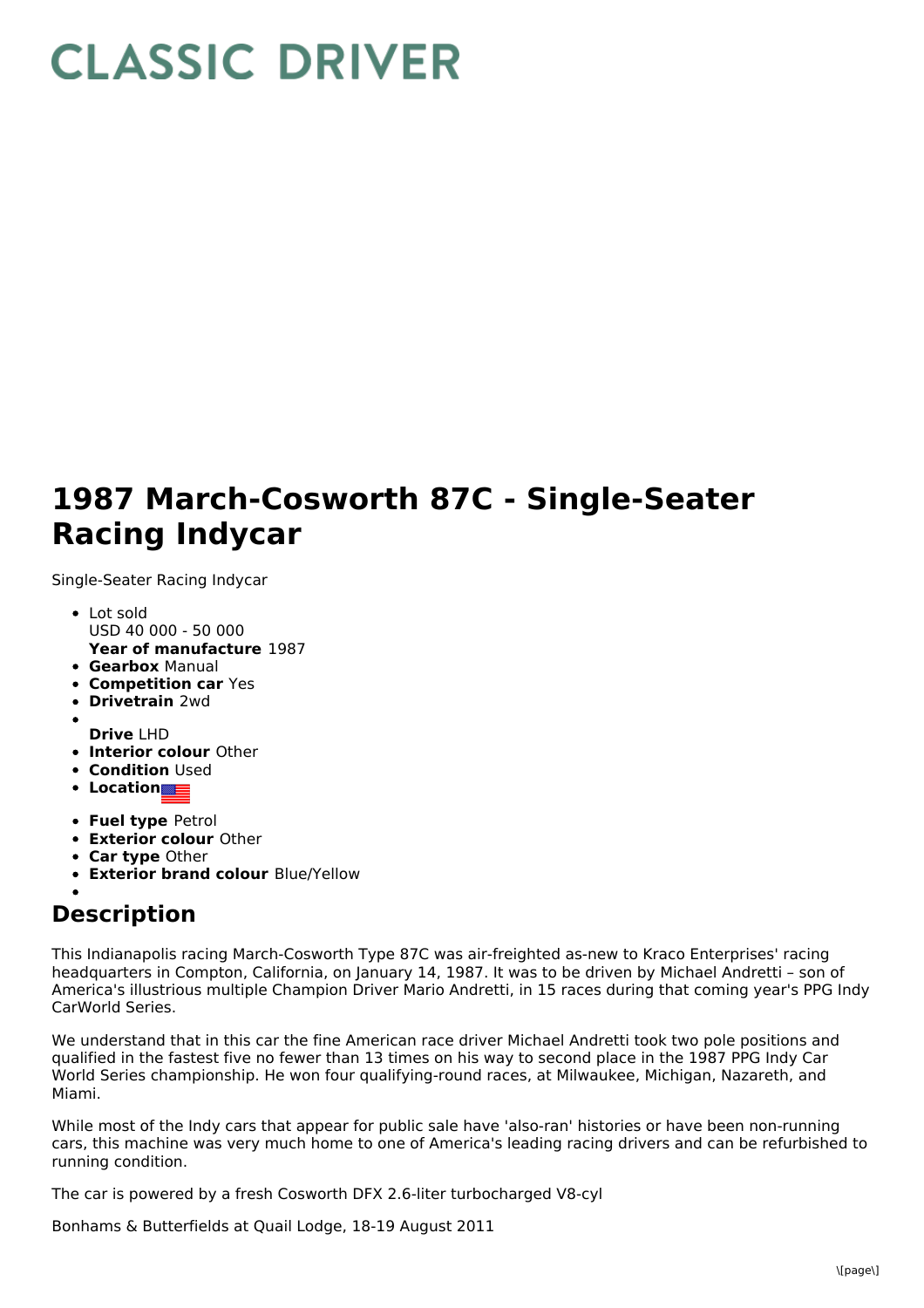# CLASSIC DRIVER

# 1987 March-Cosworth 87C - Single-Seater Racing Indycar

Single-Seater Racing Indycar

- Lot sold
  USD 40 000 - 50 000
  **Year of manufacture** 1987
- **Gearbox** Manual
- **Competition car** Yes
- **Drivetrain** 2wd
- 
  **Drive** LHD
- **Interior colour** Other
- **Condition** Used
- **Location**
- **Fuel type** Petrol
- **Exterior colour** Other
- **Car type** Other
- **Exterior brand colour** Blue/Yellow
- 

## Description

This Indianapolis racing March-Cosworth Type 87C was air-freighted as-new to Kraco Enterprises' racing headquarters in Compton, California, on January 14, 1987. It was to be driven by Michael Andretti – son of America's illustrious multiple Champion Driver Mario Andretti, in 15 races during that coming year's PPG Indy CarWorld Series.

We understand that in this car the fine American race driver Michael Andretti took two pole positions and qualified in the fastest five no fewer than 13 times on his way to second place in the 1987 PPG Indy Car World Series championship. He won four qualifying-round races, at Milwaukee, Michigan, Nazareth, and Miami.

While most of the Indy cars that appear for public sale have 'also-ran' histories or have been non-running cars, this machine was very much home to one of America's leading racing drivers and can be refurbished to running condition.

The car is powered by a fresh Cosworth DFX 2.6-liter turbocharged V8-cyl

Bonhams & Butterfields at Quail Lodge, 18-19 August 2011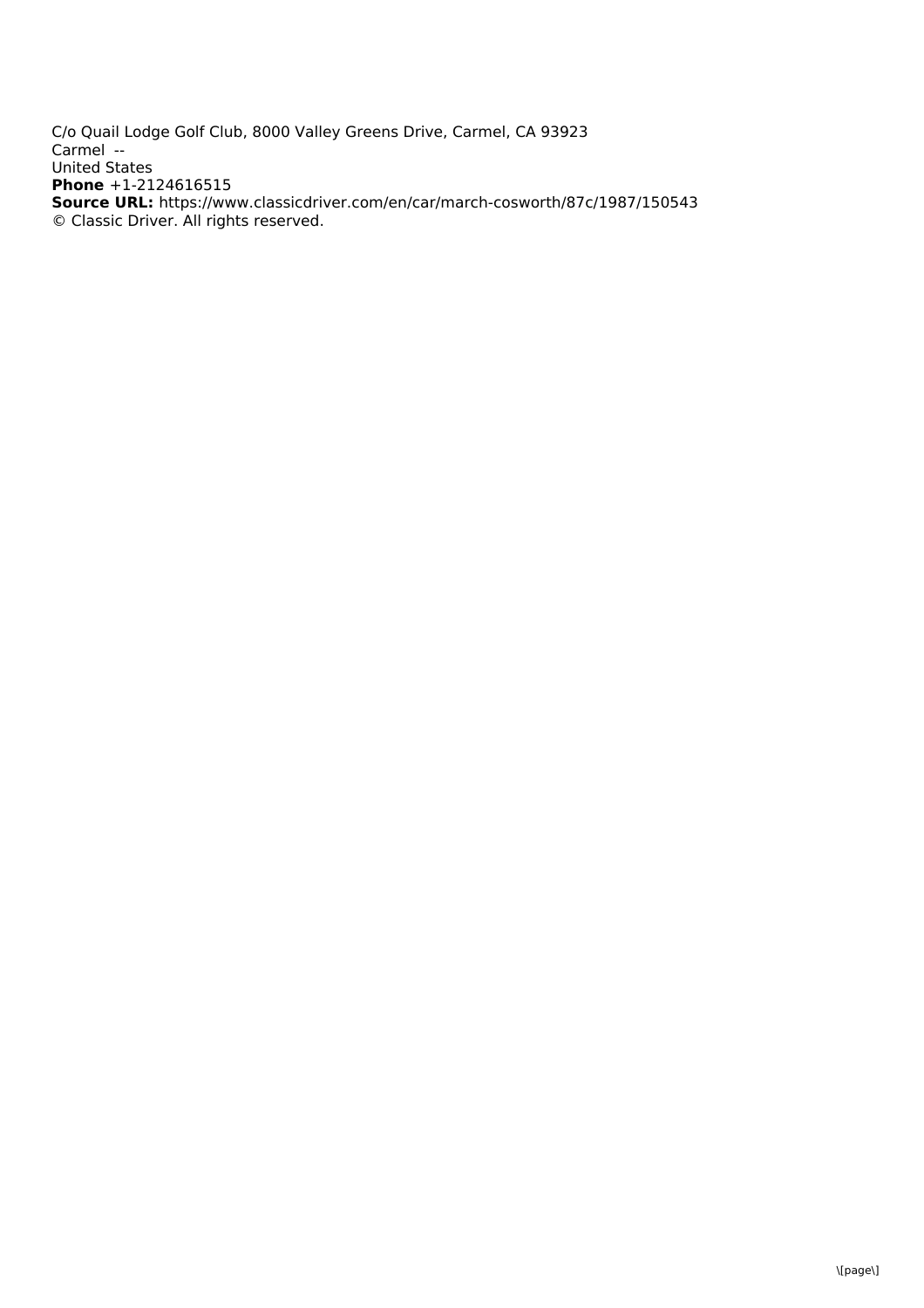C/o Quail Lodge Golf Club, 8000 Valley Greens Drive, Carmel, CA 93923
Carmel --
United States
**Phone** +1-2124616515
**Source URL:** https://www.classicdriver.com/en/car/march-cosworth/87c/1987/150543
© Classic Driver. All rights reserved.